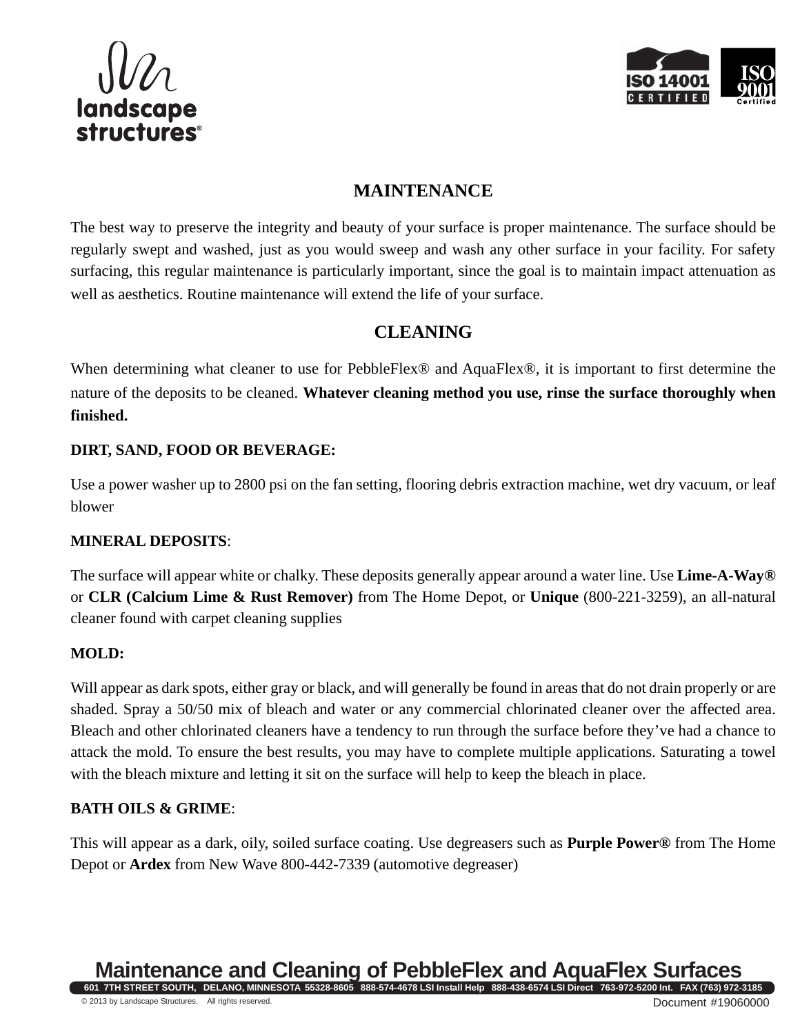## MAINTENANCE

The best way to preserve the integrity and beauty of your surface is proper maintenance. The surface should be regularly swept and washed, just as you would sweep and wash any other surface in your facility. For safety surfacing, this regular maintenance is particularly important, since the goal is to maintain impact attenuation as well as aesthetics. Routine maintenance will extend the life of your surface.

## CLEANING

When determining what cleaner to use for PebbleFlex® and AquaFlex®, it is important to first determine the nature of the deposits to be cleaned. **Whatever cleaning method you use, rinse the surface thoroughly when finished.**

**DIRT, SAND, FOOD OR BEVERAGE:**

Use a power washer up to 2800 psi on the fan setting, flooring debris extraction machine, wet dry vacuum, or leaf blower

**MINERAL DEPOSITS**:

The surface will appear white or chalky. These deposits generally appear around a water line. Use **Lime-A-Way®** or **CLR (Calcium Lime & Rust Remover)** from The Home Depot, or **Unique** (800-221-3259), an all-natural cleaner found with carpet cleaning supplies

**MOLD:**

Will appear as dark spots, either gray or black, and will generally be found in areas that do not drain properly or are shaded. Spray a 50/50 mix of bleach and water or any commercial chlorinated cleaner over the affected area. Bleach and other chlorinated cleaners have a tendency to run through the surface before they've had a chance to attack the mold. To ensure the best results, you may have to complete multiple applications. Saturating a towel with the bleach mixture and letting it sit on the surface will help to keep the bleach in place.

**BATH OILS & GRIME**:

This will appear as a dark, oily, soiled surface coating. Use degreasers such as **Purple Power®** from The Home Depot or **Ardex** from New Wave 800-442-7339 (automotive degreaser)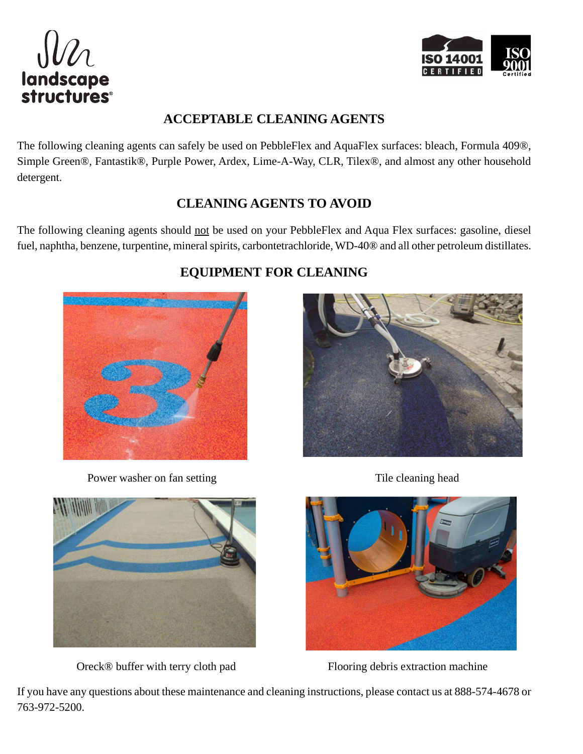## ACCEPTABLE CLEANING AGENTS

The following cleaning agents can safely be used on PebbleFlex and AquaFlex surfaces: bleach, Formula 409®, Simple Green®, Fantastik®, Purple Power, Ardex, Lime-A-Way, CLR, Tilex®, and almost any other household detergent.

## CLEANING AGENTS TO AVOID

The following cleaning agents should not be used on your PebbleFlex and Aqua Flex surfaces: gasoline, diesel fuel, naphtha, benzene, turpentine, mineral spirits, carbontetrachloride, WD-40® and all other petroleum distillates.

## EQUIPMENT FOR CLEANING

Power washer on fan setting

Tile cleaning head

Oreck® buffer with terry cloth pad

Flooring debris extraction machine

If you have any questions about these maintenance and cleaning instructions, please contact us at 888-574-4678 or 763-972-5200.